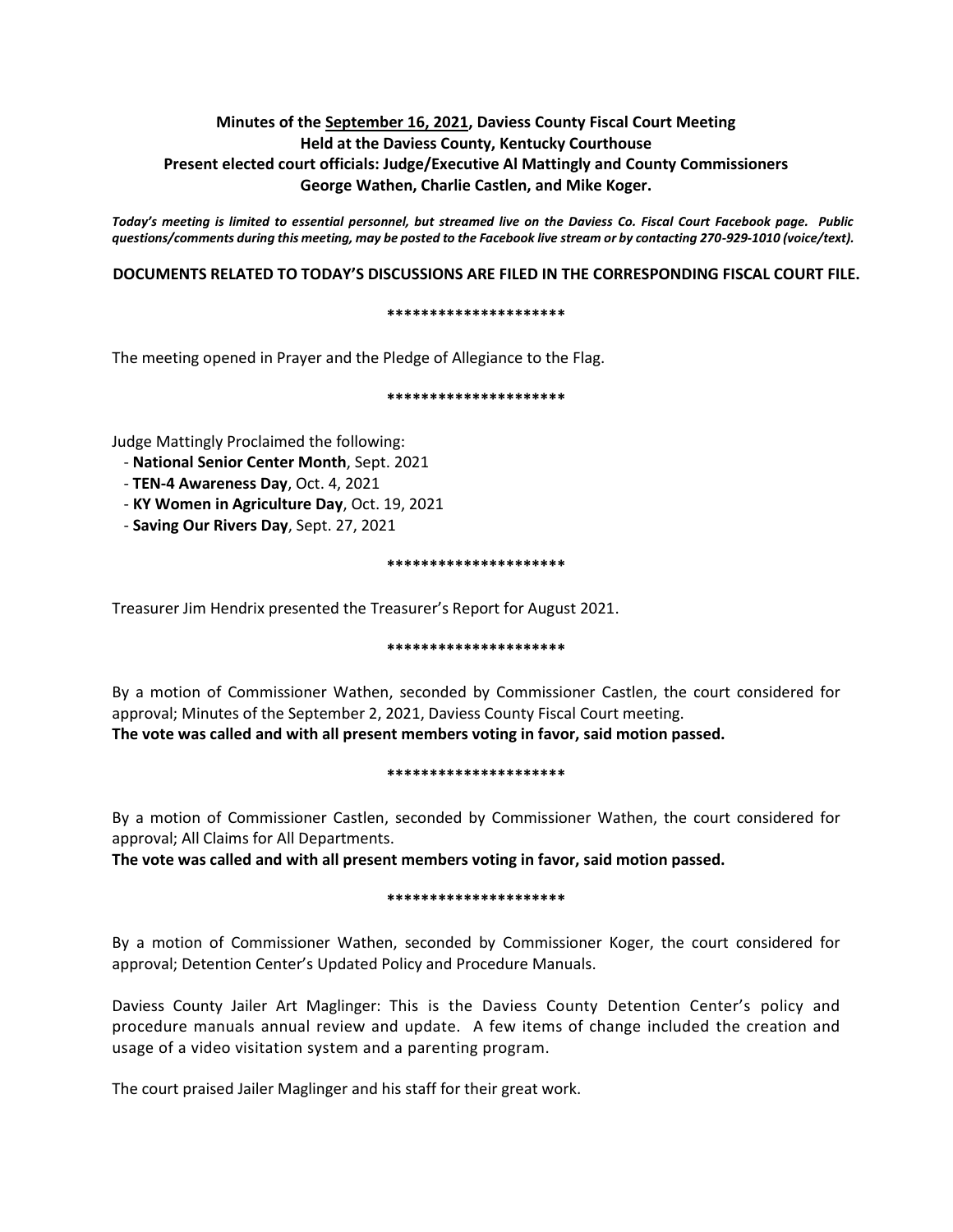**Minutes of the September 16, 2021, Daviess County Fiscal Court Meeting**
**Held at the Daviess County, Kentucky Courthouse**
**Present elected court officials: Judge/Executive Al Mattingly and County Commissioners George Wathen, Charlie Castlen, and Mike Koger.**

***Today's meeting is limited to essential personnel, but streamed live on the Daviess Co. Fiscal Court Facebook page. Public questions/comments during this meeting, may be posted to the Facebook live stream or by contacting 270-929-1010 (voice/text).***

**DOCUMENTS RELATED TO TODAY'S DISCUSSIONS ARE FILED IN THE CORRESPONDING FISCAL COURT FILE.**

*********************

The meeting opened in Prayer and the Pledge of Allegiance to the Flag.

*********************

Judge Mattingly Proclaimed the following:

- **National Senior Center Month**, Sept. 2021
- **TEN-4 Awareness Day**, Oct. 4, 2021
- **KY Women in Agriculture Day**, Oct. 19, 2021
- **Saving Our Rivers Day**, Sept. 27, 2021

*********************

Treasurer Jim Hendrix presented the Treasurer's Report for August 2021.

*********************

By a motion of Commissioner Wathen, seconded by Commissioner Castlen, the court considered for approval; Minutes of the September 2, 2021, Daviess County Fiscal Court meeting.
**The vote was called and with all present members voting in favor, said motion passed.**

*********************

By a motion of Commissioner Castlen, seconded by Commissioner Wathen, the court considered for approval; All Claims for All Departments.
**The vote was called and with all present members voting in favor, said motion passed.**

*********************

By a motion of Commissioner Wathen, seconded by Commissioner Koger, the court considered for approval; Detention Center's Updated Policy and Procedure Manuals.

Daviess County Jailer Art Maglinger: This is the Daviess County Detention Center's policy and procedure manuals annual review and update. A few items of change included the creation and usage of a video visitation system and a parenting program.

The court praised Jailer Maglinger and his staff for their great work.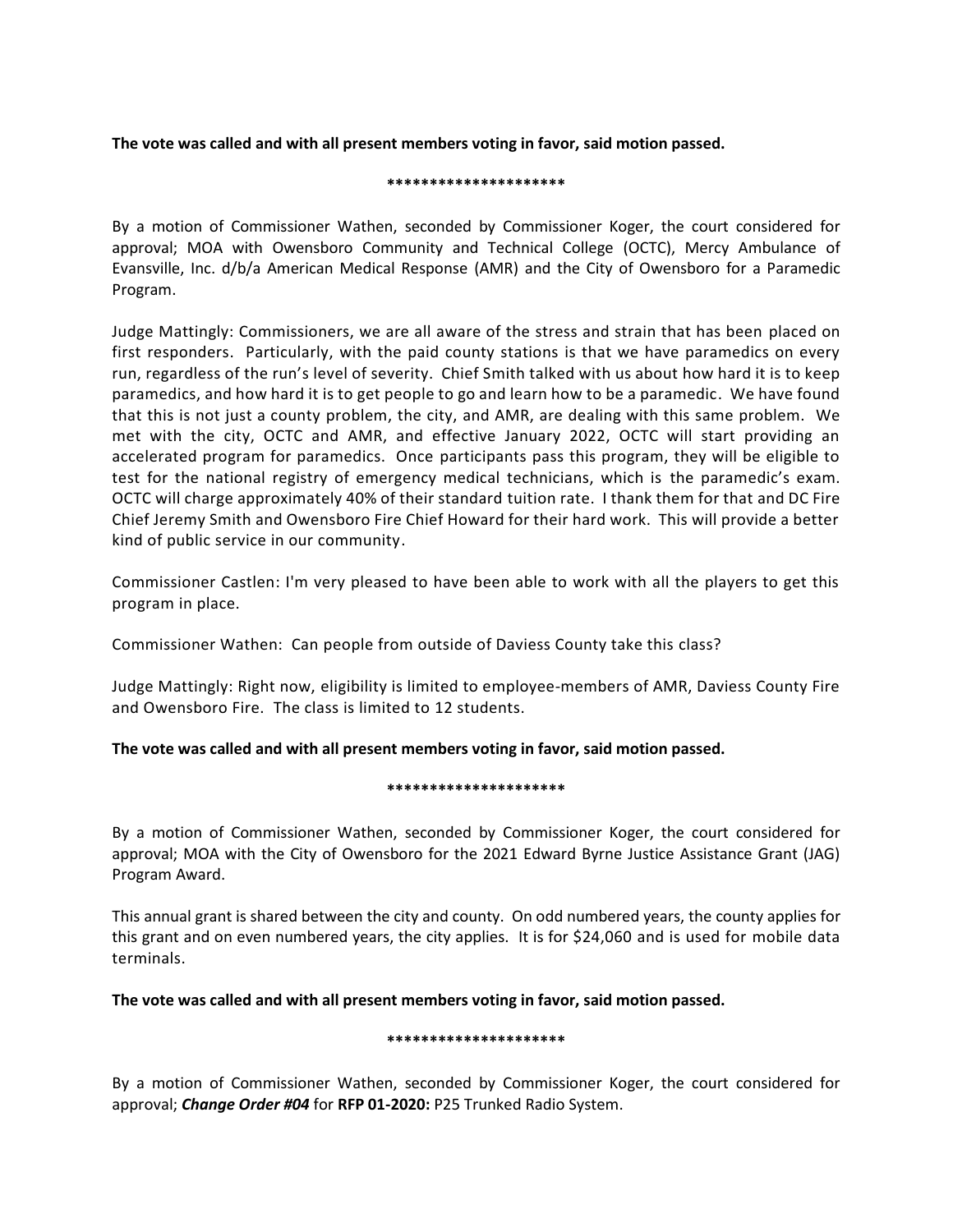**The vote was called and with all present members voting in favor, said motion passed.**

*********************

By a motion of Commissioner Wathen, seconded by Commissioner Koger, the court considered for approval; MOA with Owensboro Community and Technical College (OCTC), Mercy Ambulance of Evansville, Inc. d/b/a American Medical Response (AMR) and the City of Owensboro for a Paramedic Program.

Judge Mattingly: Commissioners, we are all aware of the stress and strain that has been placed on first responders. Particularly, with the paid county stations is that we have paramedics on every run, regardless of the run's level of severity. Chief Smith talked with us about how hard it is to keep paramedics, and how hard it is to get people to go and learn how to be a paramedic. We have found that this is not just a county problem, the city, and AMR, are dealing with this same problem. We met with the city, OCTC and AMR, and effective January 2022, OCTC will start providing an accelerated program for paramedics. Once participants pass this program, they will be eligible to test for the national registry of emergency medical technicians, which is the paramedic's exam. OCTC will charge approximately 40% of their standard tuition rate. I thank them for that and DC Fire Chief Jeremy Smith and Owensboro Fire Chief Howard for their hard work. This will provide a better kind of public service in our community.

Commissioner Castlen: I'm very pleased to have been able to work with all the players to get this program in place.

Commissioner Wathen: Can people from outside of Daviess County take this class?

Judge Mattingly: Right now, eligibility is limited to employee-members of AMR, Daviess County Fire and Owensboro Fire. The class is limited to 12 students.

**The vote was called and with all present members voting in favor, said motion passed.**

*********************

By a motion of Commissioner Wathen, seconded by Commissioner Koger, the court considered for approval; MOA with the City of Owensboro for the 2021 Edward Byrne Justice Assistance Grant (JAG) Program Award.

This annual grant is shared between the city and county. On odd numbered years, the county applies for this grant and on even numbered years, the city applies. It is for $24,060 and is used for mobile data terminals.

**The vote was called and with all present members voting in favor, said motion passed.**

*********************

By a motion of Commissioner Wathen, seconded by Commissioner Koger, the court considered for approval; ***Change Order #04*** for **RFP 01-2020:** P25 Trunked Radio System.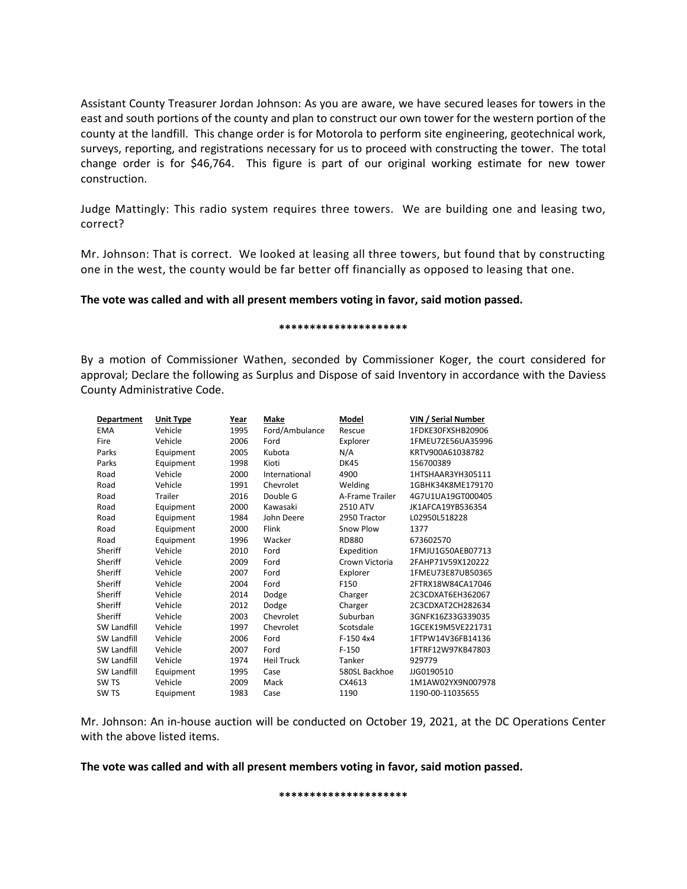Assistant County Treasurer Jordan Johnson: As you are aware, we have secured leases for towers in the east and south portions of the county and plan to construct our own tower for the western portion of the county at the landfill. This change order is for Motorola to perform site engineering, geotechnical work, surveys, reporting, and registrations necessary for us to proceed with constructing the tower. The total change order is for $46,764. This figure is part of our original working estimate for new tower construction.

Judge Mattingly: This radio system requires three towers. We are building one and leasing two, correct?

Mr. Johnson: That is correct. We looked at leasing all three towers, but found that by constructing one in the west, the county would be far better off financially as opposed to leasing that one.

**The vote was called and with all present members voting in favor, said motion passed.**

********************

By a motion of Commissioner Wathen, seconded by Commissioner Koger, the court considered for approval; Declare the following as Surplus and Dispose of said Inventory in accordance with the Daviess County Administrative Code.

| Department | Unit Type | Year | Make | Model | VIN / Serial Number |
|---|---|---|---|---|---|
| EMA | Vehicle | 1995 | Ford/Ambulance | Rescue | 1FDKE30FXSHB20906 |
| Fire | Vehicle | 2006 | Ford | Explorer | 1FMEU72E56UA35996 |
| Parks | Equipment | 2005 | Kubota | N/A | KRTV900A61038782 |
| Parks | Equipment | 1998 | Kioti | DK45 | 156700389 |
| Road | Vehicle | 2000 | International | 4900 | 1HTSHAAR3YH305111 |
| Road | Vehicle | 1991 | Chevrolet | Welding | 1GBHK34K8ME179170 |
| Road | Trailer | 2016 | Double G | A-Frame Trailer | 4G7U1UA19GT000405 |
| Road | Equipment | 2000 | Kawasaki | 2510 ATV | JK1AFCA19YB536354 |
| Road | Equipment | 1984 | John Deere | 2950 Tractor | L02950L518228 |
| Road | Equipment | 2000 | Flink | Snow Plow | 1377 |
| Road | Equipment | 1996 | Wacker | RD880 | 673602570 |
| Sheriff | Vehicle | 2010 | Ford | Expedition | 1FMJU1G50AEB07713 |
| Sheriff | Vehicle | 2009 | Ford | Crown Victoria | 2FAHP71V59X120222 |
| Sheriff | Vehicle | 2007 | Ford | Explorer | 1FMEU73E87UB50365 |
| Sheriff | Vehicle | 2004 | Ford | F150 | 2FTRX18W84CA17046 |
| Sheriff | Vehicle | 2014 | Dodge | Charger | 2C3CDXAT6EH362067 |
| Sheriff | Vehicle | 2012 | Dodge | Charger | 2C3CDXAT2CH282634 |
| Sheriff | Vehicle | 2003 | Chevrolet | Suburban | 3GNFK16Z33G339035 |
| SW Landfill | Vehicle | 1997 | Chevrolet | Scotsdale | 1GCEK19M5VE221731 |
| SW Landfill | Vehicle | 2006 | Ford | F-150 4x4 | 1FTPW14V36FB14136 |
| SW Landfill | Vehicle | 2007 | Ford | F-150 | 1FTRF12W97KB47803 |
| SW Landfill | Vehicle | 1974 | Heil Truck | Tanker | 929779 |
| SW Landfill | Equipment | 1995 | Case | 580SL Backhoe | JJG0190510 |
| SW TS | Vehicle | 2009 | Mack | CX4613 | 1M1AW02YX9N007978 |
| SW TS | Equipment | 1983 | Case | 1190 | 1190-00-11035655 |

Mr. Johnson: An in-house auction will be conducted on October 19, 2021, at the DC Operations Center with the above listed items.

**The vote was called and with all present members voting in favor, said motion passed.**

********************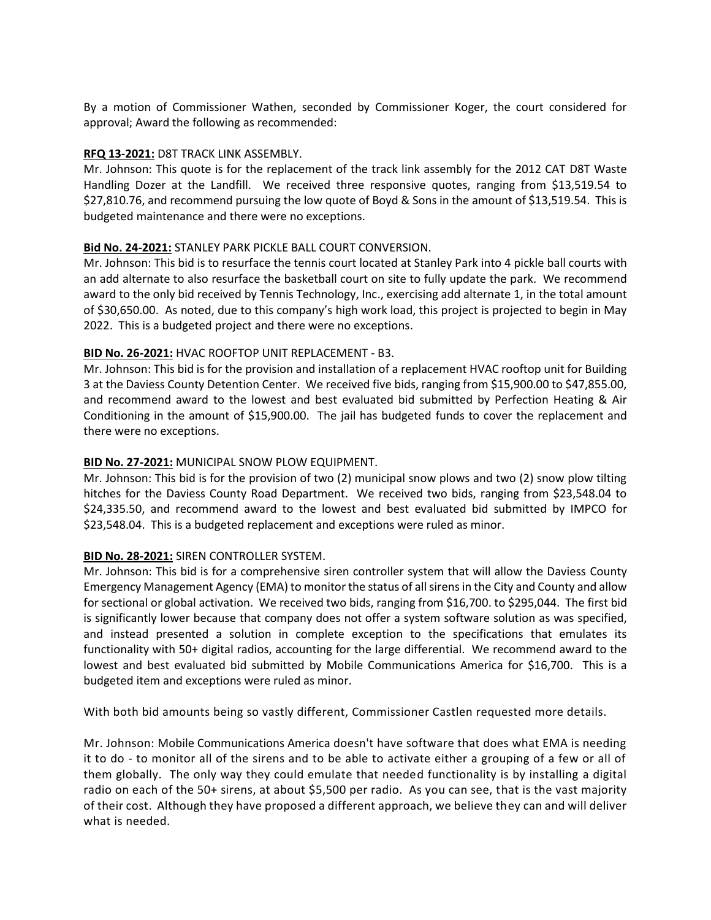By a motion of Commissioner Wathen, seconded by Commissioner Koger, the court considered for approval; Award the following as recommended:

**RFQ 13-2021:** D8T TRACK LINK ASSEMBLY.

Mr. Johnson: This quote is for the replacement of the track link assembly for the 2012 CAT D8T Waste Handling Dozer at the Landfill. We received three responsive quotes, ranging from $13,519.54 to $27,810.76, and recommend pursuing the low quote of Boyd & Sons in the amount of $13,519.54. This is budgeted maintenance and there were no exceptions.

**Bid No. 24-2021:** STANLEY PARK PICKLE BALL COURT CONVERSION.

Mr. Johnson: This bid is to resurface the tennis court located at Stanley Park into 4 pickle ball courts with an add alternate to also resurface the basketball court on site to fully update the park. We recommend award to the only bid received by Tennis Technology, Inc., exercising add alternate 1, in the total amount of $30,650.00. As noted, due to this company's high work load, this project is projected to begin in May 2022. This is a budgeted project and there were no exceptions.

**BID No. 26-2021:** HVAC ROOFTOP UNIT REPLACEMENT - B3.

Mr. Johnson: This bid is for the provision and installation of a replacement HVAC rooftop unit for Building 3 at the Daviess County Detention Center. We received five bids, ranging from $15,900.00 to $47,855.00, and recommend award to the lowest and best evaluated bid submitted by Perfection Heating & Air Conditioning in the amount of $15,900.00. The jail has budgeted funds to cover the replacement and there were no exceptions.

**BID No. 27-2021:** MUNICIPAL SNOW PLOW EQUIPMENT.

Mr. Johnson: This bid is for the provision of two (2) municipal snow plows and two (2) snow plow tilting hitches for the Daviess County Road Department. We received two bids, ranging from $23,548.04 to $24,335.50, and recommend award to the lowest and best evaluated bid submitted by IMPCO for $23,548.04. This is a budgeted replacement and exceptions were ruled as minor.

**BID No. 28-2021:** SIREN CONTROLLER SYSTEM.

Mr. Johnson: This bid is for a comprehensive siren controller system that will allow the Daviess County Emergency Management Agency (EMA) to monitor the status of all sirens in the City and County and allow for sectional or global activation. We received two bids, ranging from $16,700. to $295,044. The first bid is significantly lower because that company does not offer a system software solution as was specified, and instead presented a solution in complete exception to the specifications that emulates its functionality with 50+ digital radios, accounting for the large differential. We recommend award to the lowest and best evaluated bid submitted by Mobile Communications America for $16,700. This is a budgeted item and exceptions were ruled as minor.

With both bid amounts being so vastly different, Commissioner Castlen requested more details.

Mr. Johnson: Mobile Communications America doesn't have software that does what EMA is needing it to do - to monitor all of the sirens and to be able to activate either a grouping of a few or all of them globally. The only way they could emulate that needed functionality is by installing a digital radio on each of the 50+ sirens, at about $5,500 per radio. As you can see, that is the vast majority of their cost. Although they have proposed a different approach, we believe they can and will deliver what is needed.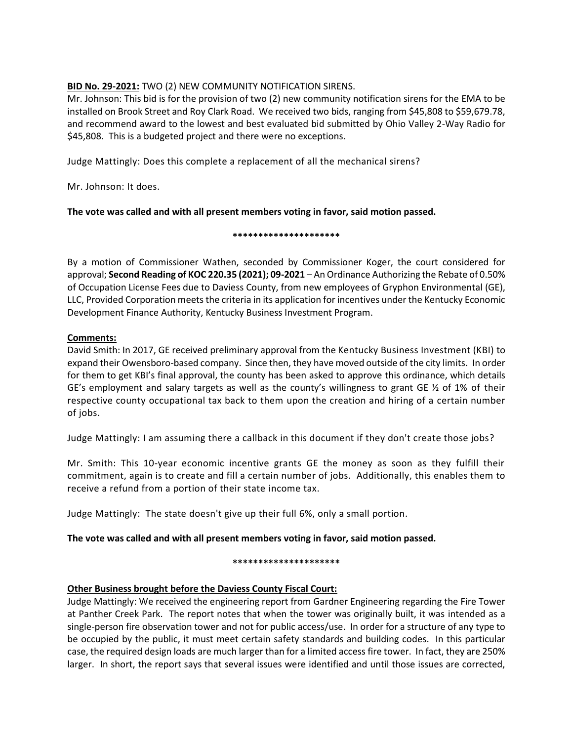**BID No. 29-2021:** TWO (2) NEW COMMUNITY NOTIFICATION SIRENS.
Mr. Johnson: This bid is for the provision of two (2) new community notification sirens for the EMA to be installed on Brook Street and Roy Clark Road. We received two bids, ranging from $45,808 to $59,679.78, and recommend award to the lowest and best evaluated bid submitted by Ohio Valley 2-Way Radio for $45,808. This is a budgeted project and there were no exceptions.

Judge Mattingly: Does this complete a replacement of all the mechanical sirens?

Mr. Johnson: It does.

**The vote was called and with all present members voting in favor, said motion passed.**

*********************

By a motion of Commissioner Wathen, seconded by Commissioner Koger, the court considered for approval; **Second Reading of KOC 220.35 (2021); 09-2021** – An Ordinance Authorizing the Rebate of 0.50% of Occupation License Fees due to Daviess County, from new employees of Gryphon Environmental (GE), LLC, Provided Corporation meets the criteria in its application for incentives under the Kentucky Economic Development Finance Authority, Kentucky Business Investment Program.

**Comments:**
David Smith: In 2017, GE received preliminary approval from the Kentucky Business Investment (KBI) to expand their Owensboro-based company. Since then, they have moved outside of the city limits. In order for them to get KBI's final approval, the county has been asked to approve this ordinance, which details GE's employment and salary targets as well as the county's willingness to grant GE ½ of 1% of their respective county occupational tax back to them upon the creation and hiring of a certain number of jobs.

Judge Mattingly: I am assuming there a callback in this document if they don't create those jobs?

Mr. Smith: This 10-year economic incentive grants GE the money as soon as they fulfill their commitment, again is to create and fill a certain number of jobs. Additionally, this enables them to receive a refund from a portion of their state income tax.

Judge Mattingly: The state doesn't give up their full 6%, only a small portion.

**The vote was called and with all present members voting in favor, said motion passed.**

*********************

**Other Business brought before the Daviess County Fiscal Court:**
Judge Mattingly: We received the engineering report from Gardner Engineering regarding the Fire Tower at Panther Creek Park. The report notes that when the tower was originally built, it was intended as a single-person fire observation tower and not for public access/use. In order for a structure of any type to be occupied by the public, it must meet certain safety standards and building codes. In this particular case, the required design loads are much larger than for a limited access fire tower. In fact, they are 250% larger. In short, the report says that several issues were identified and until those issues are corrected,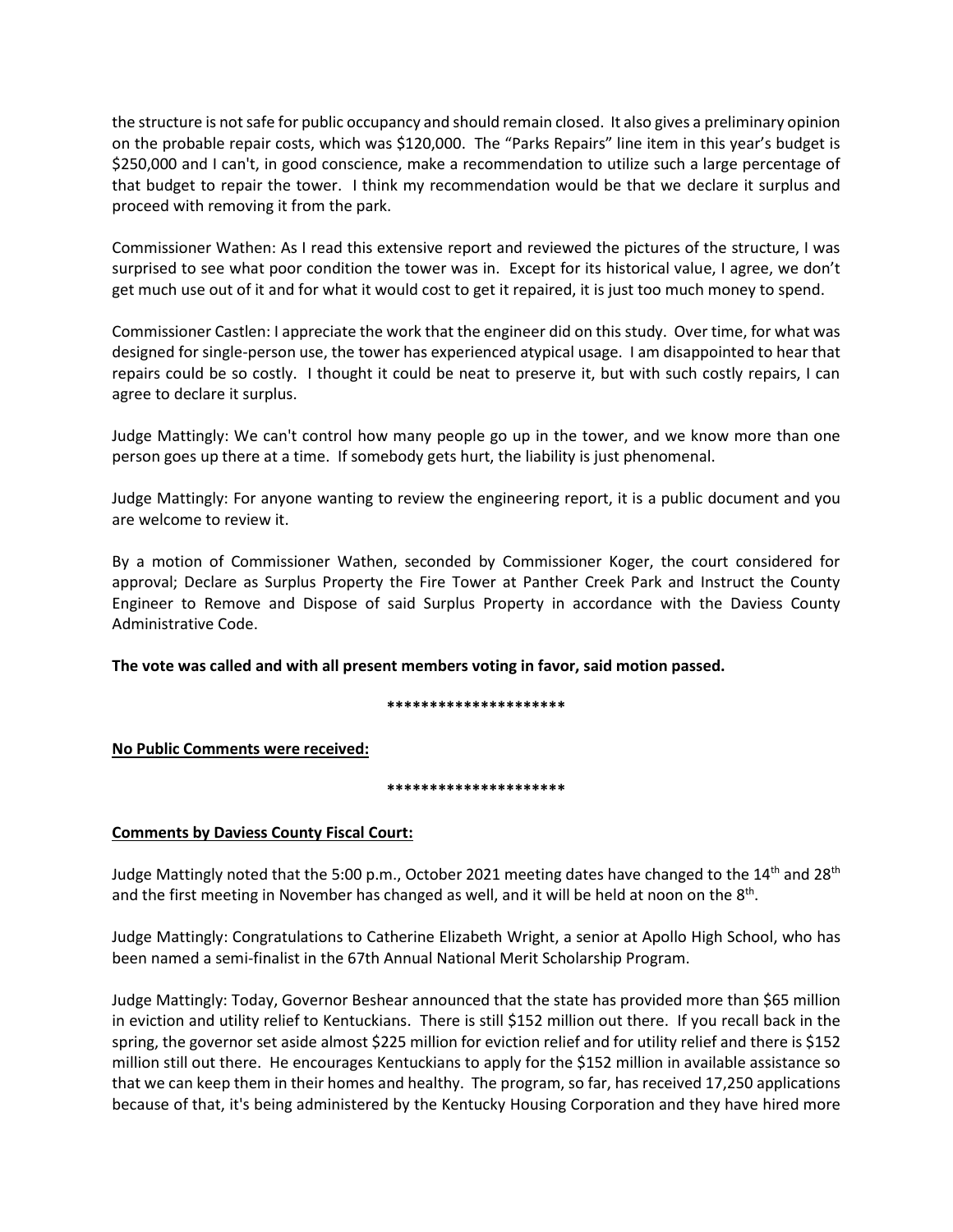the structure is not safe for public occupancy and should remain closed. It also gives a preliminary opinion on the probable repair costs, which was $120,000. The "Parks Repairs" line item in this year's budget is $250,000 and I can't, in good conscience, make a recommendation to utilize such a large percentage of that budget to repair the tower. I think my recommendation would be that we declare it surplus and proceed with removing it from the park.

Commissioner Wathen: As I read this extensive report and reviewed the pictures of the structure, I was surprised to see what poor condition the tower was in. Except for its historical value, I agree, we don't get much use out of it and for what it would cost to get it repaired, it is just too much money to spend.

Commissioner Castlen: I appreciate the work that the engineer did on this study. Over time, for what was designed for single-person use, the tower has experienced atypical usage. I am disappointed to hear that repairs could be so costly. I thought it could be neat to preserve it, but with such costly repairs, I can agree to declare it surplus.

Judge Mattingly: We can't control how many people go up in the tower, and we know more than one person goes up there at a time. If somebody gets hurt, the liability is just phenomenal.

Judge Mattingly: For anyone wanting to review the engineering report, it is a public document and you are welcome to review it.

By a motion of Commissioner Wathen, seconded by Commissioner Koger, the court considered for approval; Declare as Surplus Property the Fire Tower at Panther Creek Park and Instruct the County Engineer to Remove and Dispose of said Surplus Property in accordance with the Daviess County Administrative Code.

**The vote was called and with all present members voting in favor, said motion passed.**

**\*\*\*\*\*\*\*\*\*\*\*\*\*\*\*\*\*\*\*\*\***

**No Public Comments were received:**

**\*\*\*\*\*\*\*\*\*\*\*\*\*\*\*\*\*\*\*\*\***

**Comments by Daviess County Fiscal Court:**

Judge Mattingly noted that the 5:00 p.m., October 2021 meeting dates have changed to the 14th and 28th and the first meeting in November has changed as well, and it will be held at noon on the 8th.

Judge Mattingly: Congratulations to Catherine Elizabeth Wright, a senior at Apollo High School, who has been named a semi-finalist in the 67th Annual National Merit Scholarship Program.

Judge Mattingly: Today, Governor Beshear announced that the state has provided more than $65 million in eviction and utility relief to Kentuckians. There is still $152 million out there. If you recall back in the spring, the governor set aside almost $225 million for eviction relief and for utility relief and there is $152 million still out there. He encourages Kentuckians to apply for the $152 million in available assistance so that we can keep them in their homes and healthy. The program, so far, has received 17,250 applications because of that, it's being administered by the Kentucky Housing Corporation and they have hired more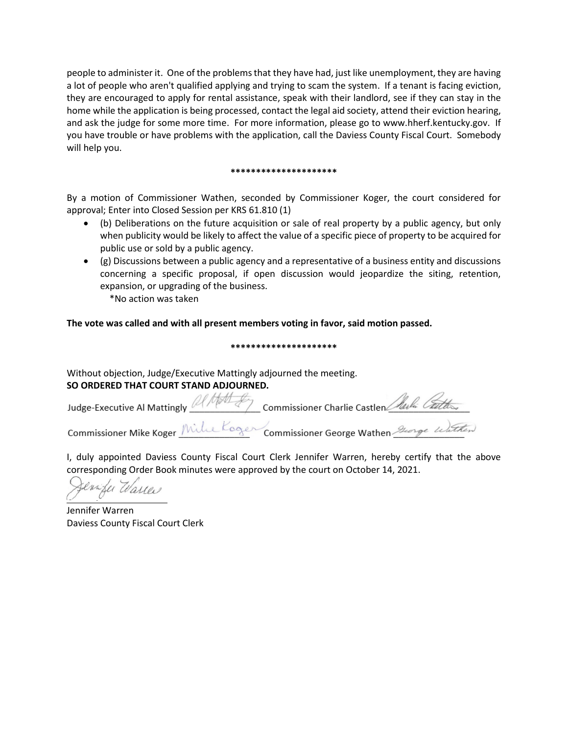people to administer it. One of the problems that they have had, just like unemployment, they are having a lot of people who aren't qualified applying and trying to scam the system. If a tenant is facing eviction, they are encouraged to apply for rental assistance, speak with their landlord, see if they can stay in the home while the application is being processed, contact the legal aid society, attend their eviction hearing, and ask the judge for some more time. For more information, please go to www.hherf.kentucky.gov. If you have trouble or have problems with the application, call the Daviess County Fiscal Court. Somebody will help you.

*********************

By a motion of Commissioner Wathen, seconded by Commissioner Koger, the court considered for approval; Enter into Closed Session per KRS 61.810 (1)

- (b) Deliberations on the future acquisition or sale of real property by a public agency, but only when publicity would be likely to affect the value of a specific piece of property to be acquired for public use or sold by a public agency.
- (g) Discussions between a public agency and a representative of a business entity and discussions concerning a specific proposal, if open discussion would jeopardize the siting, retention, expansion, or upgrading of the business.
  *No action was taken

**The vote was called and with all present members voting in favor, said motion passed.**

*********************

Without objection, Judge/Executive Mattingly adjourned the meeting.
**SO ORDERED THAT COURT STAND ADJOURNED.**

Judge-Executive Al Mattingly _______________ Commissioner Charlie Castlen _______________

Commissioner Mike Koger _______________ Commissioner George Wathen _______________

I, duly appointed Daviess County Fiscal Court Clerk Jennifer Warren, hereby certify that the above corresponding Order Book minutes were approved by the court on October 14, 2021.

_______________________
Jennifer Warren
Daviess County Fiscal Court Clerk